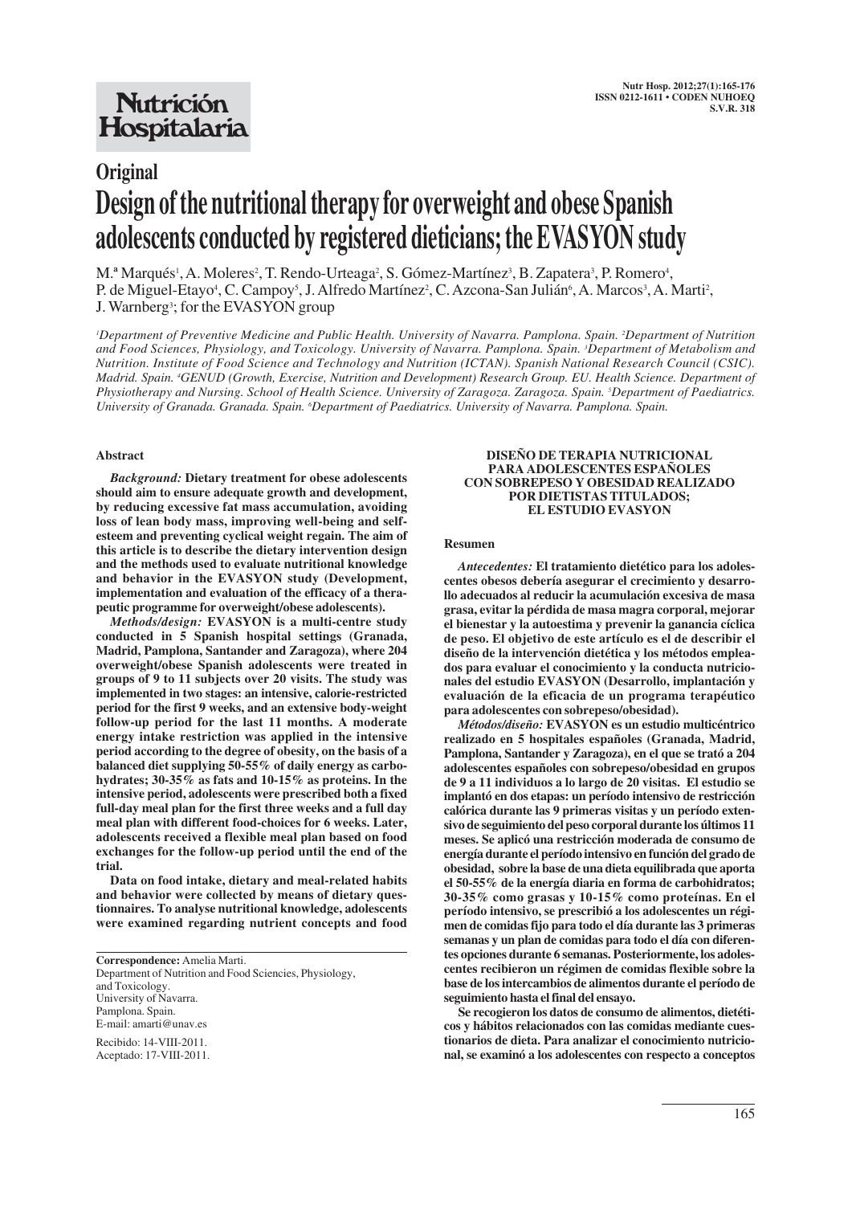Nutrición Hospitalaria

# Original

# Design of the nutritional therapy for overweight and obese Spanish adolescents conducted by registered dieticians; the EVASYON study

M.ª Marqués[1], A. Moleres[2], T. Rendo-Urteaga[2], S. Gómez-Martínez[3], B. Zapatera[3], P. Romero[4], P. de Miguel-Etayo[4], C. Campoy[5], J. Alfredo Martínez[2], C. Azcona-San Julián[6], A. Marcos[3], A. Marti[2], J. Warnberg[3]; for the EVASYON group

*[1]Department of Preventive Medicine and Public Health. University of Navarra. Pamplona. Spain. [2]Department of Nutrition and Food Sciences, Physiology, and Toxicology. University of Navarra. Pamplona. Spain. [3]Department of Metabolism and Nutrition. Institute of Food Science and Technology and Nutrition (ICTAN). Spanish National Research Council (CSIC). Madrid. Spain. [4]GENUD (Growth, Exercise, Nutrition and Development) Research Group. EU. Health Science. Department of Physiotherapy and Nursing. School of Health Science. University of Zaragoza. Zaragoza. Spain. [5]Department of Paediatrics. University of Granada. Granada. Spain. [6]Department of Paediatrics. University of Navarra. Pamplona. Spain.*

## Abstract

*Background:* **Dietary treatment for obese adolescents should aim to ensure adequate growth and development, by reducing excessive fat mass accumulation, avoiding loss of lean body mass, improving well-being and self-esteem and preventing cyclical weight regain. The aim of this article is to describe the dietary intervention design and the methods used to evaluate nutritional knowledge and behavior in the EVASYON study (Development, implementation and evaluation of the efficacy of a therapeutic programme for overweight/obese adolescents).**

*Methods/design:* **EVASYON is a multi-centre study conducted in 5 Spanish hospital settings (Granada, Madrid, Pamplona, Santander and Zaragoza), where 204 overweight/obese Spanish adolescents were treated in groups of 9 to 11 subjects over 20 visits. The study was implemented in two stages: an intensive, calorie-restricted period for the first 9 weeks, and an extensive body-weight follow-up period for the last 11 months. A moderate energy intake restriction was applied in the intensive period according to the degree of obesity, on the basis of a balanced diet supplying 50-55% of daily energy as carbohydrates; 30-35% as fats and 10-15% as proteins. In the intensive period, adolescents were prescribed both a fixed full-day meal plan for the first three weeks and a full day meal plan with different food-choices for 6 weeks. Later, adolescents received a flexible meal plan based on food exchanges for the follow-up period until the end of the trial.**

**Data on food intake, dietary and meal-related habits and behavior were collected by means of dietary questionnaires. To analyse nutritional knowledge, adolescents were examined regarding nutrient concepts and food**

**Correspondence:** Amelia Marti.
Department of Nutrition and Food Sciencies, Physiology, and Toxicology.
University of Navarra.
Pamplona. Spain.
E-mail: amarti@unav.es

Recibido: 14-VIII-2011.
Aceptado: 17-VIII-2011.

## DISEÑO DE TERAPIA NUTRICIONAL PARA ADOLESCENTES ESPAÑOLES CON SOBREPESO Y OBESIDAD REALIZADO POR DIETISTAS TITULADOS; EL ESTUDIO EVASYON

### Resumen

*Antecedentes:* **El tratamiento dietético para los adolescentes obesos debería asegurar el crecimiento y desarrollo adecuados al reducir la acumulación excesiva de masa grasa, evitar la pérdida de masa magra corporal, mejorar el bienestar y la autoestima y prevenir la ganancia cíclica de peso. El objetivo de este artículo es el de describir el diseño de la intervención dietética y los métodos empleados para evaluar el conocimiento y la conducta nutricionales del estudio EVASYON (Desarrollo, implantación y evaluación de la eficacia de un programa terapéutico para adolescentes con sobrepeso/obesidad).**

*Métodos/diseño:* **EVASYON es un estudio multicéntrico realizado en 5 hospitales españoles (Granada, Madrid, Pamplona, Santander y Zaragoza), en el que se trató a 204 adolescentes españoles con sobrepeso/obesidad en grupos de 9 a 11 individuos a lo largo de 20 visitas. El estudio se implantó en dos etapas: un período intensivo de restricción calórica durante las 9 primeras visitas y un período extensivo de seguimiento del peso corporal durante los últimos 11 meses. Se aplicó una restricción moderada de consumo de energía durante el período intensivo en función del grado de obesidad, sobre la base de una dieta equilibrada que aporta el 50-55% de la energía diaria en forma de carbohidratos; 30-35% como grasas y 10-15% como proteínas. En el período intensivo, se prescribió a los adolescentes un régimen de comidas fijo para todo el día durante las 3 primeras semanas y un plan de comidas para todo el día con diferentes opciones durante 6 semanas. Posteriormente, los adolescentes recibieron un régimen de comidas flexible sobre la base de los intercambios de alimentos durante el período de seguimiento hasta el final del ensayo.**

**Se recogieron los datos de consumo de alimentos, dietéticos y hábitos relacionados con las comidas mediante cuestionarios de dieta. Para analizar el conocimiento nutricional, se examinó a los adolescentes con respecto a conceptos**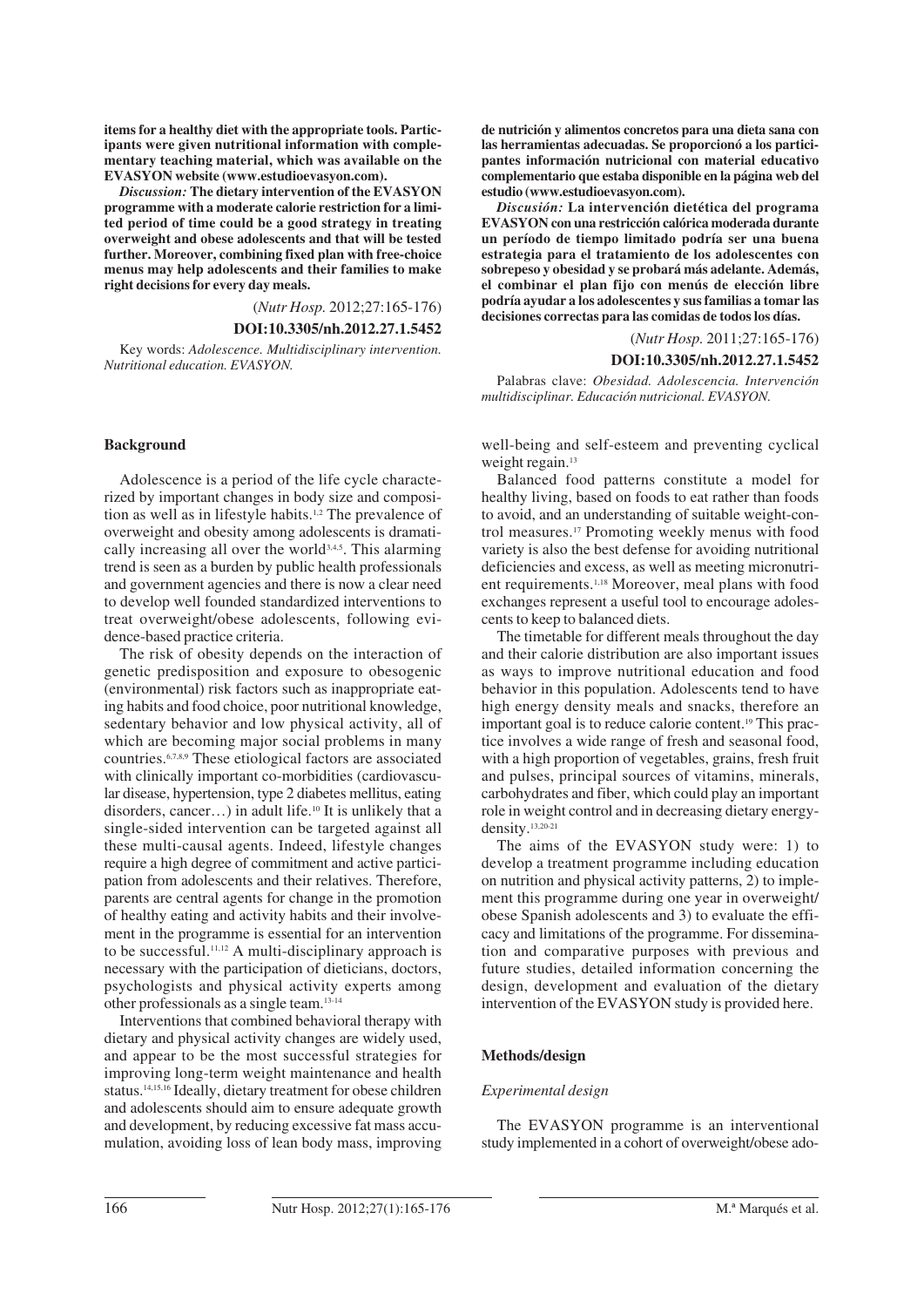**items for a healthy diet with the appropriate tools. Participants were given nutritional information with complementary teaching material, which was available on the EVASYON website (www.estudioevasyon.com).**

***Discussion:*** **The dietary intervention of the EVASYON programme with a moderate calorie restriction for a limited period of time could be a good strategy in treating overweight and obese adolescents and that will be tested further. Moreover, combining fixed plan with free-choice menus may help adolescents and their families to make right decisions for every day meals.**

(*Nutr Hosp.* 2012;27:165-176)

**DOI:10.3305/nh.2012.27.1.5452**

Key words: *Adolescence. Multidisciplinary intervention. Nutritional education. EVASYON.*

**de nutrición y alimentos concretos para una dieta sana con las herramientas adecuadas. Se proporcionó a los participantes información nutricional con material educativo complementario que estaba disponible en la página web del estudio (www.estudioevasyon.com).**

***Discusión:*** **La intervención dietética del programa EVASYON con una restricción calórica moderada durante un período de tiempo limitado podría ser una buena estrategia para el tratamiento de los adolescentes con sobrepeso y obesidad y se probará más adelante. Además, el combinar el plan fijo con menús de elección libre podría ayudar a los adolescentes y sus familias a tomar las decisiones correctas para las comidas de todos los días.**

(*Nutr Hosp.* 2011;27:165-176)

**DOI:10.3305/nh.2012.27.1.5452**

Palabras clave: *Obesidad. Adolescencia. Intervención multidisciplinar. Educación nutricional. EVASYON.*

## Background

Adolescence is a period of the life cycle characterized by important changes in body size and composition as well as in lifestyle habits.[1,2] The prevalence of overweight and obesity among adolescents is dramatically increasing all over the world[3,4,5]. This alarming trend is seen as a burden by public health professionals and government agencies and there is now a clear need to develop well founded standardized interventions to treat overweight/obese adolescents, following evidence-based practice criteria.

The risk of obesity depends on the interaction of genetic predisposition and exposure to obesogenic (environmental) risk factors such as inappropriate eating habits and food choice, poor nutritional knowledge, sedentary behavior and low physical activity, all of which are becoming major social problems in many countries.[6,7,8,9] These etiological factors are associated with clinically important co-morbidities (cardiovascular disease, hypertension, type 2 diabetes mellitus, eating disorders, cancer…) in adult life.[10] It is unlikely that a single-sided intervention can be targeted against all these multi-causal agents. Indeed, lifestyle changes require a high degree of commitment and active participation from adolescents and their relatives. Therefore, parents are central agents for change in the promotion of healthy eating and activity habits and their involvement in the programme is essential for an intervention to be successful.[11,12] A multi-disciplinary approach is necessary with the participation of dieticians, doctors, psychologists and physical activity experts among other professionals as a single team.[13-14]

Interventions that combined behavioral therapy with dietary and physical activity changes are widely used, and appear to be the most successful strategies for improving long-term weight maintenance and health status.[14,15,16] Ideally, dietary treatment for obese children and adolescents should aim to ensure adequate growth and development, by reducing excessive fat mass accumulation, avoiding loss of lean body mass, improving well-being and self-esteem and preventing cyclical weight regain.[13]

Balanced food patterns constitute a model for healthy living, based on foods to eat rather than foods to avoid, and an understanding of suitable weight-control measures.[17] Promoting weekly menus with food variety is also the best defense for avoiding nutritional deficiencies and excess, as well as meeting micronutrient requirements.[1,18] Moreover, meal plans with food exchanges represent a useful tool to encourage adolescents to keep to balanced diets.

The timetable for different meals throughout the day and their calorie distribution are also important issues as ways to improve nutritional education and food behavior in this population. Adolescents tend to have high energy density meals and snacks, therefore an important goal is to reduce calorie content.[19] This practice involves a wide range of fresh and seasonal food, with a high proportion of vegetables, grains, fresh fruit and pulses, principal sources of vitamins, minerals, carbohydrates and fiber, which could play an important role in weight control and in decreasing dietary energy-density.[13,20-21]

The aims of the EVASYON study were: 1) to develop a treatment programme including education on nutrition and physical activity patterns, 2) to implement this programme during one year in overweight/obese Spanish adolescents and 3) to evaluate the efficacy and limitations of the programme. For dissemination and comparative purposes with previous and future studies, detailed information concerning the design, development and evaluation of the dietary intervention of the EVASYON study is provided here.

## Methods/design

### *Experimental design*

The EVASYON programme is an interventional study implemented in a cohort of overweight/obese ado-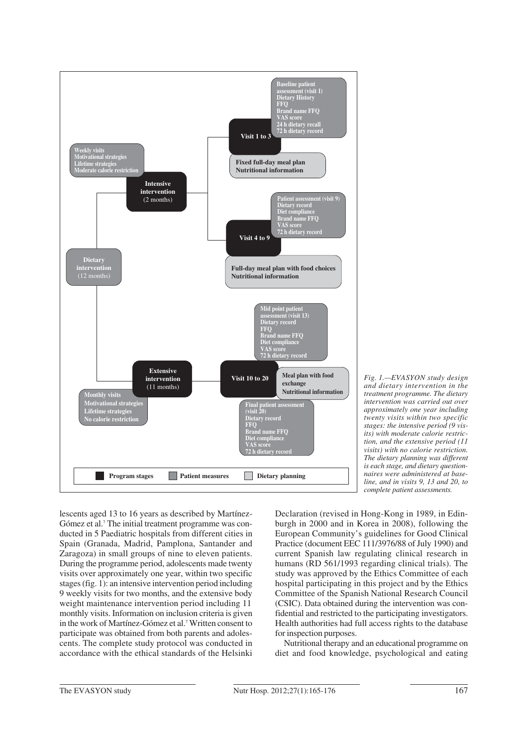**Dietary intervention** (12 months)

- **Intensive intervention** (2 months)
  - Weekly visits
  - Motivational strategies
  - Lifetime strategies
  - Moderate calorie restriction
  - **Visit 1 to 3**
    - Baseline patient assessment (visit 1): Dietary History, FFQ, Brand name FFQ, VAS score, 24 h dietary recall, 72 h dietary record
    - Fixed full-day meal plan; Nutritional information
  - **Visit 4 to 9**
    - Patient assessment (visit 9): Dietary record, Diet compliance, Brand name FFQ, VAS score, 72 h dietary record
    - Full-day meal plan with food choices; Nutritional information
- **Extensive intervention** (11 months)
  - Monthly visits
  - Motivational strategies
  - Lifetime strategies
  - No calorie restriction
  - **Visit 10 to 20**
    - Mid point patient assessment (visit 13): Dietary record, FFQ, Brand name FFQ, Diet compliance, VAS score, 72 h dietary record
    - Meal plan with food exchange; Nutritional information
    - Final patient assessment (visit 20): Dietary record, FFQ, Brand name FFQ, Diet compliance, VAS score, 72 h dietary record

Legend: Program stages; Patient measures; Dietary planning

*Fig. 1.—EVASYON study design and dietary intervention in the treatment programme. The dietary intervention was carried out over approximately one year including twenty visits within two specific stages: the intensive period (9 visits) with moderate calorie restriction, and the extensive period (11 visits) with no calorie restriction. The dietary planning was different is each stage, and dietary questionnaires were administered at baseline, and in visits 9, 13 and 20, to complete patient assessments.*

lescents aged 13 to 16 years as described by Martínez-Gómez et al.[7] The initial treatment programme was conducted in 5 Paediatric hospitals from different cities in Spain (Granada, Madrid, Pamplona, Santander and Zaragoza) in small groups of nine to eleven patients. During the programme period, adolescents made twenty visits over approximately one year, within two specific stages (fig. 1): an intensive intervention period including 9 weekly visits for two months, and the extensive body weight maintenance intervention period including 11 monthly visits. Information on inclusion criteria is given in the work of Martínez-Gómez et al.[7] Written consent to participate was obtained from both parents and adolescents. The complete study protocol was conducted in accordance with the ethical standards of the Helsinki Declaration (revised in Hong-Kong in 1989, in Edinburgh in 2000 and in Korea in 2008), following the European Community's guidelines for Good Clinical Practice (document EEC 111/3976/88 of July 1990) and current Spanish law regulating clinical research in humans (RD 561/1993 regarding clinical trials). The study was approved by the Ethics Committee of each hospital participating in this project and by the Ethics Committee of the Spanish National Research Council (CSIC). Data obtained during the intervention was confidential and restricted to the participating investigators. Health authorities had full access rights to the database for inspection purposes.

Nutritional therapy and an educational programme on diet and food knowledge, psychological and eating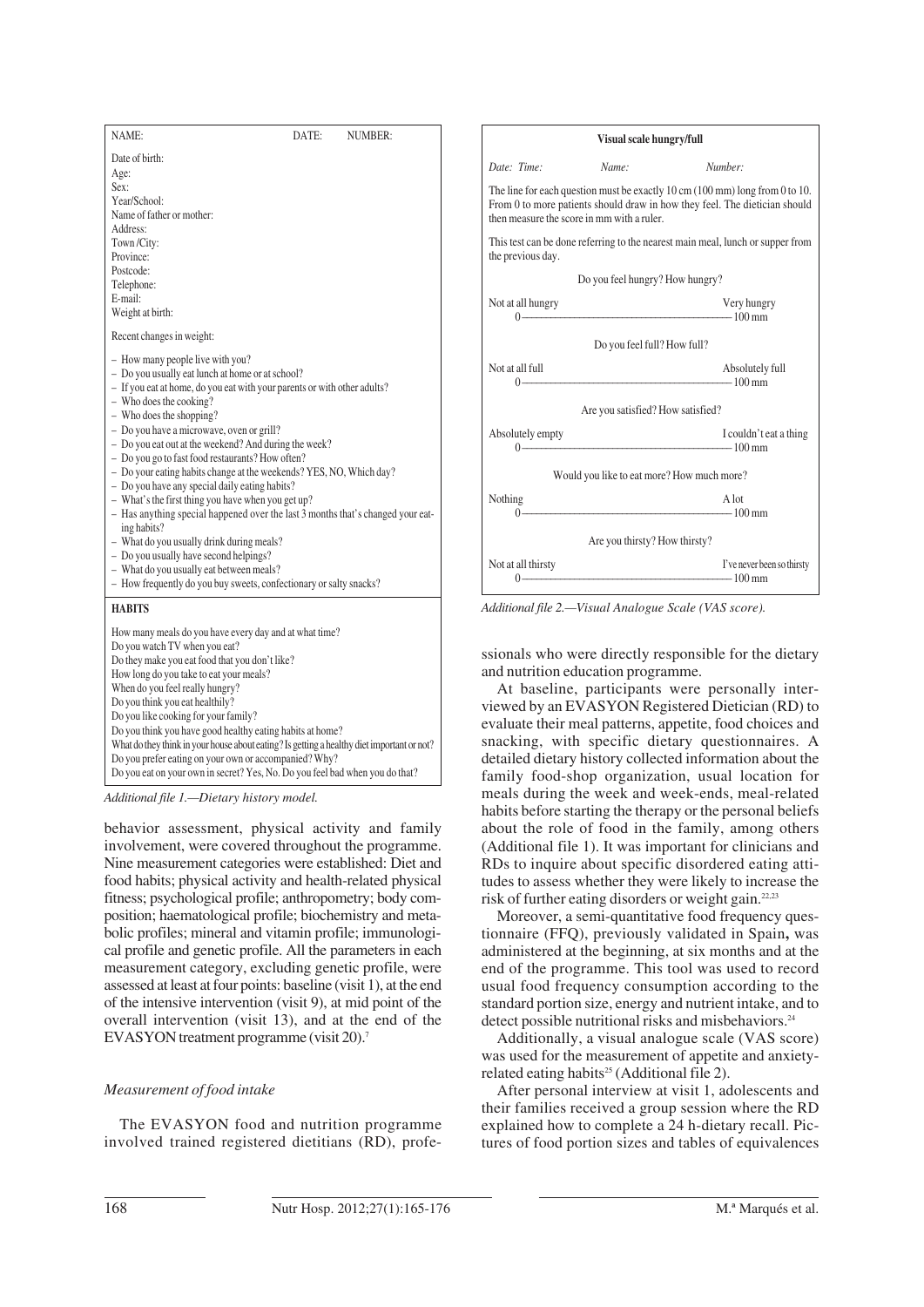NAME: DATE: NUMBER:

Date of birth:
Age:
Sex:
Year/School:
Name of father or mother:
Address:
Town /City:
Province:
Postcode:
Telephone:
E-mail:
Weight at birth:

Recent changes in weight:

- How many people live with you?
- Do you usually eat lunch at home or at school?
- If you eat at home, do you eat with your parents or with other adults?
- Who does the cooking?
- Who does the shopping?
- Do you have a microwave, oven or grill?
- Do you eat out at the weekend? And during the week?
- Do you go to fast food restaurants? How often?
- Do your eating habits change at the weekends? YES, NO, Which day?
- Do you have any special daily eating habits?
- What's the first thing you have when you get up?
- Has anything special happened over the last 3 months that's changed your eating habits?
- What do you usually drink during meals?
- Do you usually have second helpings?
- What do you usually eat between meals?
- How frequently do you buy sweets, confectionary or salty snacks?

**HABITS**

How many meals do you have every day and at what time?
Do you watch TV when you eat?
Do they make you eat food that you don't like?
How long do you take to eat your meals?
When do you feel really hungry?
Do you think you eat healthily?
Do you like cooking for your family?
Do you think you have good healthy eating habits at home?
What do they think in your house about eating? Is getting a healthy diet important or not?
Do you prefer eating on your own or accompanied? Why?
Do you eat on your own in secret? Yes, No. Do you feel bad when you do that?

*Additional file 1.—Dietary history model.*

**Visual scale hungry/full**

*Date: Time:* *Name:* *Number:*

The line for each question must be exactly 10 cm (100 mm) long from 0 to 10. From 0 to more patients should draw in how they feel. The dietician should then measure the score in mm with a ruler.

This test can be done referring to the nearest main meal, lunch or supper from the previous day.

Do you feel hungry? How hungry?

Not at all hungry ——— Very hungry
0 ——————————————— 100 mm

Do you feel full? How full?

Not at all full ——— Absolutely full
0 ——————————————— 100 mm

Are you satisfied? How satisfied?

Absolutely empty ——— I couldn't eat a thing
0 ——————————————— 100 mm

Would you like to eat more? How much more?

Nothing ——— A lot
0 ——————————————— 100 mm

Are you thirsty? How thirsty?

Not at all thirsty ——— I've never been so thirsty
0 ——————————————— 100 mm

*Additional file 2.—Visual Analogue Scale (VAS score).*

behavior assessment, physical activity and family involvement, were covered throughout the programme. Nine measurement categories were established: Diet and food habits; physical activity and health-related physical fitness; psychological profile; anthropometry; body composition; haematological profile; biochemistry and metabolic profiles; mineral and vitamin profile; immunological profile and genetic profile. All the parameters in each measurement category, excluding genetic profile, were assessed at least at four points: baseline (visit 1), at the end of the intensive intervention (visit 9), at mid point of the overall intervention (visit 13), and at the end of the EVASYON treatment programme (visit 20).[7]

### *Measurement of food intake*

The EVASYON food and nutrition programme involved trained registered dietitians (RD), professionals who were directly responsible for the dietary and nutrition education programme.

At baseline, participants were personally interviewed by an EVASYON Registered Dietician (RD) to evaluate their meal patterns, appetite, food choices and snacking, with specific dietary questionnaires. A detailed dietary history collected information about the family food-shop organization, usual location for meals during the week and week-ends, meal-related habits before starting the therapy or the personal beliefs about the role of food in the family, among others (Additional file 1). It was important for clinicians and RDs to inquire about specific disordered eating attitudes to assess whether they were likely to increase the risk of further eating disorders or weight gain.[22,23]

Moreover, a semi-quantitative food frequency questionnaire (FFQ), previously validated in Spain**,** was administered at the beginning, at six months and at the end of the programme. This tool was used to record usual food frequency consumption according to the standard portion size, energy and nutrient intake, and to detect possible nutritional risks and misbehaviors.[24]

Additionally, a visual analogue scale (VAS score) was used for the measurement of appetite and anxiety-related eating habits[25] (Additional file 2).

After personal interview at visit 1, adolescents and their families received a group session where the RD explained how to complete a 24 h-dietary recall. Pictures of food portion sizes and tables of equivalences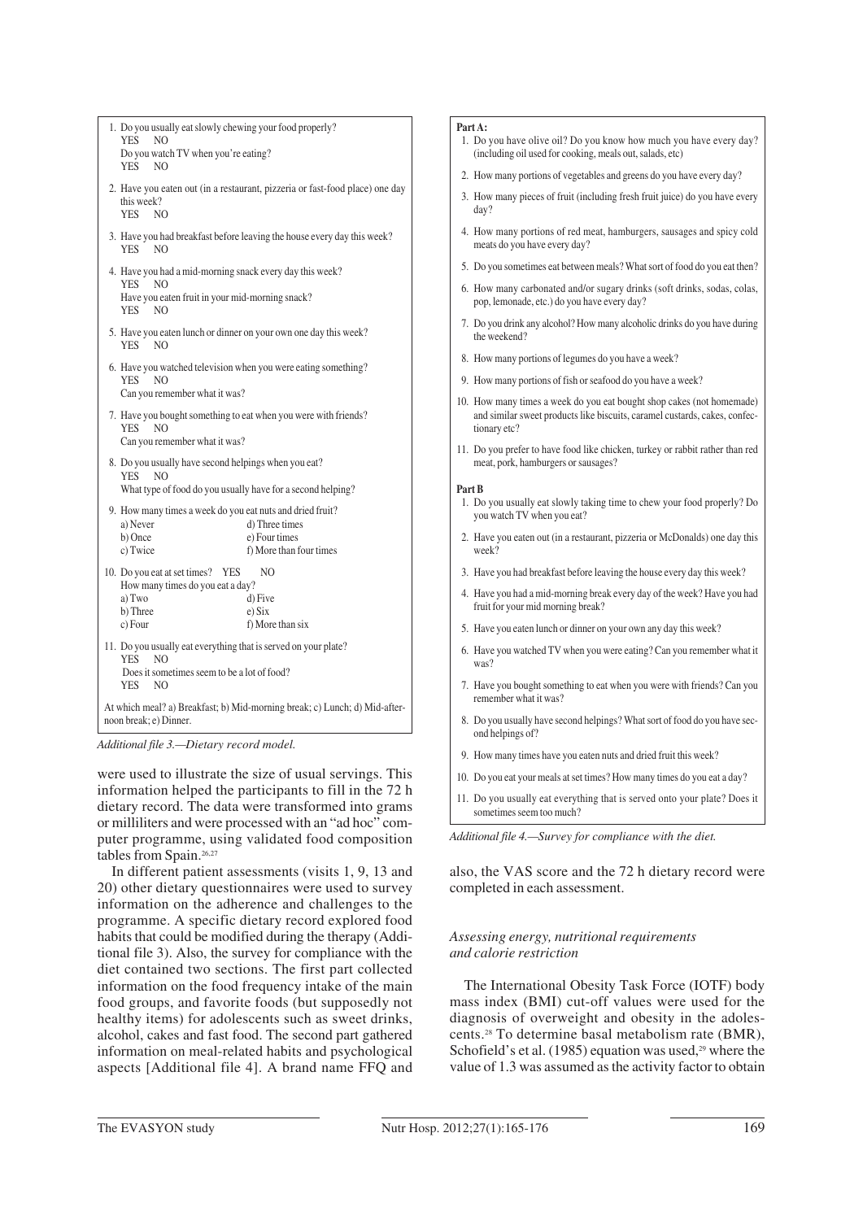1. Do you usually eat slowly chewing your food properly?
   YES NO
   Do you watch TV when you're eating?
   YES NO
2. Have you eaten out (in a restaurant, pizzeria or fast-food place) one day this week?
   YES NO
3. Have you had breakfast before leaving the house every day this week?
   YES NO
4. Have you had a mid-morning snack every day this week?
   YES NO
   Have you eaten fruit in your mid-morning snack?
   YES NO
5. Have you eaten lunch or dinner on your own one day this week?
   YES NO
6. Have you watched television when you were eating something?
   YES NO
   Can you remember what it was?
7. Have you bought something to eat when you were with friends?
   YES NO
   Can you remember what it was?
8. Do you usually have second helpings when you eat?
   YES NO
   What type of food do you usually have for a second helping?
9. How many times a week do you eat nuts and dried fruit?
   a) Never d) Three times
   b) Once e) Four times
   c) Twice f) More than four times
10. Do you eat at set times? YES NO
    How many times do you eat a day?
    a) Two d) Five
    b) Three e) Six
    c) Four f) More than six
11. Do you usually eat everything that is served on your plate?
    YES NO
    Does it sometimes seem to be a lot of food?
    YES NO

At which meal? a) Breakfast; b) Mid-morning break; c) Lunch; d) Mid-afternoon break; e) Dinner.

*Additional file 3.—Dietary record model.*

**Part A:**

1. Do you have olive oil? Do you know how much you have every day? (including oil used for cooking, meals out, salads, etc)
2. How many portions of vegetables and greens do you have every day?
3. How many pieces of fruit (including fresh fruit juice) do you have every day?
4. How many portions of red meat, hamburgers, sausages and spicy cold meats do you have every day?
5. Do you sometimes eat between meals? What sort of food do you eat then?
6. How many carbonated and/or sugary drinks (soft drinks, sodas, colas, pop, lemonade, etc.) do you have every day?
7. Do you drink any alcohol? How many alcoholic drinks do you have during the weekend?
8. How many portions of legumes do you have a week?
9. How many portions of fish or seafood do you have a week?
10. How many times a week do you eat bought shop cakes (not homemade) and similar sweet products like biscuits, caramel custards, cakes, confectionary etc?
11. Do you prefer to have food like chicken, turkey or rabbit rather than red meat, pork, hamburgers or sausages?

**Part B**

1. Do you usually eat slowly taking time to chew your food properly? Do you watch TV when you eat?
2. Have you eaten out (in a restaurant, pizzeria or McDonalds) one day this week?
3. Have you had breakfast before leaving the house every day this week?
4. Have you had a mid-morning break every day of the week? Have you had fruit for your mid morning break?
5. Have you eaten lunch or dinner on your own any day this week?
6. Have you watched TV when you were eating? Can you remember what it was?
7. Have you bought something to eat when you were with friends? Can you remember what it was?
8. Do you usually have second helpings? What sort of food do you have second helpings of?
9. How many times have you eaten nuts and dried fruit this week?
10. Do you eat your meals at set times? How many times do you eat a day?
11. Do you usually eat everything that is served onto your plate? Does it sometimes seem too much?

*Additional file 4.—Survey for compliance with the diet.*

were used to illustrate the size of usual servings. This information helped the participants to fill in the 72 h dietary record. The data were transformed into grams or milliliters and were processed with an "ad hoc" computer programme, using validated food composition tables from Spain.[26,27]

In different patient assessments (visits 1, 9, 13 and 20) other dietary questionnaires were used to survey information on the adherence and challenges to the programme. A specific dietary record explored food habits that could be modified during the therapy (Additional file 3). Also, the survey for compliance with the diet contained two sections. The first part collected information on the food frequency intake of the main food groups, and favorite foods (but supposedly not healthy items) for adolescents such as sweet drinks, alcohol, cakes and fast food. The second part gathered information on meal-related habits and psychological aspects [Additional file 4]. A brand name FFQ and also, the VAS score and the 72 h dietary record were completed in each assessment.

### *Assessing energy, nutritional requirements and calorie restriction*

The International Obesity Task Force (IOTF) body mass index (BMI) cut-off values were used for the diagnosis of overweight and obesity in the adolescents.[28] To determine basal metabolism rate (BMR), Schofield's et al. (1985) equation was used,[29] where the value of 1.3 was assumed as the activity factor to obtain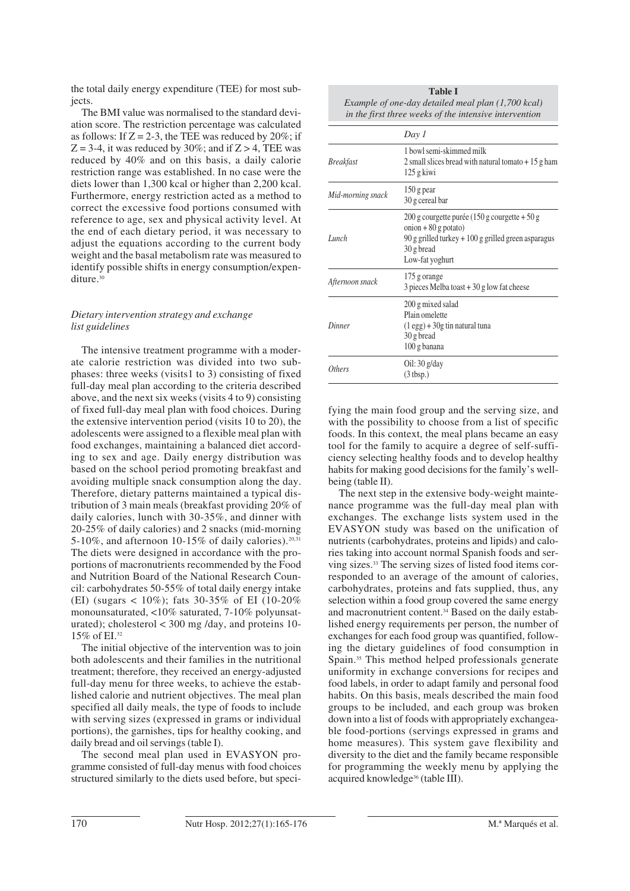the total daily energy expenditure (TEE) for most subjects.

The BMI value was normalised to the standard deviation score. The restriction percentage was calculated as follows: If Z = 2-3, the TEE was reduced by 20%; if Z = 3-4, it was reduced by 30%; and if Z > 4, TEE was reduced by 40% and on this basis, a daily calorie restriction range was established. In no case were the diets lower than 1,300 kcal or higher than 2,200 kcal. Furthermore, energy restriction acted as a method to correct the excessive food portions consumed with reference to age, sex and physical activity level. At the end of each dietary period, it was necessary to adjust the equations according to the current body weight and the basal metabolism rate was measured to identify possible shifts in energy consumption/expenditure.[30]

### *Dietary intervention strategy and exchange list guidelines*

The intensive treatment programme with a moderate calorie restriction was divided into two subphases: three weeks (visits1 to 3) consisting of fixed full-day meal plan according to the criteria described above, and the next six weeks (visits 4 to 9) consisting of fixed full-day meal plan with food choices. During the extensive intervention period (visits 10 to 20), the adolescents were assigned to a flexible meal plan with food exchanges, maintaining a balanced diet according to sex and age. Daily energy distribution was based on the school period promoting breakfast and avoiding multiple snack consumption along the day. Therefore, dietary patterns maintained a typical distribution of 3 main meals (breakfast providing 20% of daily calories, lunch with 30-35%, and dinner with 20-25% of daily calories) and 2 snacks (mid-morning 5-10%, and afternoon 10-15% of daily calories).[20,31] The diets were designed in accordance with the proportions of macronutrients recommended by the Food and Nutrition Board of the National Research Council: carbohydrates 50-55% of total daily energy intake (EI) (sugars < 10%); fats 30-35% of EI (10-20% monounsaturated, <10% saturated, 7-10% polyunsaturated); cholesterol < 300 mg /day, and proteins 10-15% of EI.[32]

The initial objective of the intervention was to join both adolescents and their families in the nutritional treatment; therefore, they received an energy-adjusted full-day menu for three weeks, to achieve the established calorie and nutrient objectives. The meal plan specified all daily meals, the type of foods to include with serving sizes (expressed in grams or individual portions), the garnishes, tips for healthy cooking, and daily bread and oil servings (table I).

The second meal plan used in EVASYON programme consisted of full-day menus with food choices structured similarly to the diets used before, but specifying the main food group and the serving size, and with the possibility to choose from a list of specific foods. In this context, the meal plans became an easy tool for the family to acquire a degree of self-sufficiency selecting healthy foods and to develop healthy habits for making good decisions for the family's well-being (table II).

**Table I**
*Example of one-day detailed meal plan (1,700 kcal) in the first three weeks of the intensive intervention*

| | *Day 1* |
|---|---|
| *Breakfast* | 1 bowl semi-skimmed milk<br>2 small slices bread with natural tomato + 15 g ham<br>125 g kiwi |
| *Mid-morning snack* | 150 g pear<br>30 g cereal bar |
| *Lunch* | 200 g courgette purée (150 g courgette + 50 g onion + 80 g potato)<br>90 g grilled turkey + 100 g grilled green asparagus<br>30 g bread<br>Low-fat yoghurt |
| *Afternoon snack* | 175 g orange<br>3 pieces Melba toast + 30 g low fat cheese |
| *Dinner* | 200 g mixed salad<br>Plain omelette<br>(1 egg) + 30g tin natural tuna<br>30 g bread<br>100 g banana |
| *Others* | Oil: 30 g/day<br>(3 tbsp.) |

The next step in the extensive body-weight maintenance programme was the full-day meal plan with exchanges. The exchange lists system used in the EVASYON study was based on the unification of nutrients (carbohydrates, proteins and lipids) and calories taking into account normal Spanish foods and serving sizes.[33] The serving sizes of listed food items corresponded to an average of the amount of calories, carbohydrates, proteins and fats supplied, thus, any selection within a food group covered the same energy and macronutrient content.[34] Based on the daily established energy requirements per person, the number of exchanges for each food group was quantified, following the dietary guidelines of food consumption in Spain.[35] This method helped professionals generate uniformity in exchange conversions for recipes and food labels, in order to adapt family and personal food habits. On this basis, meals described the main food groups to be included, and each group was broken down into a list of foods with appropriately exchangeable food-portions (servings expressed in grams and home measures). This system gave flexibility and diversity to the diet and the family became responsible for programming the weekly menu by applying the acquired knowledge[36] (table III).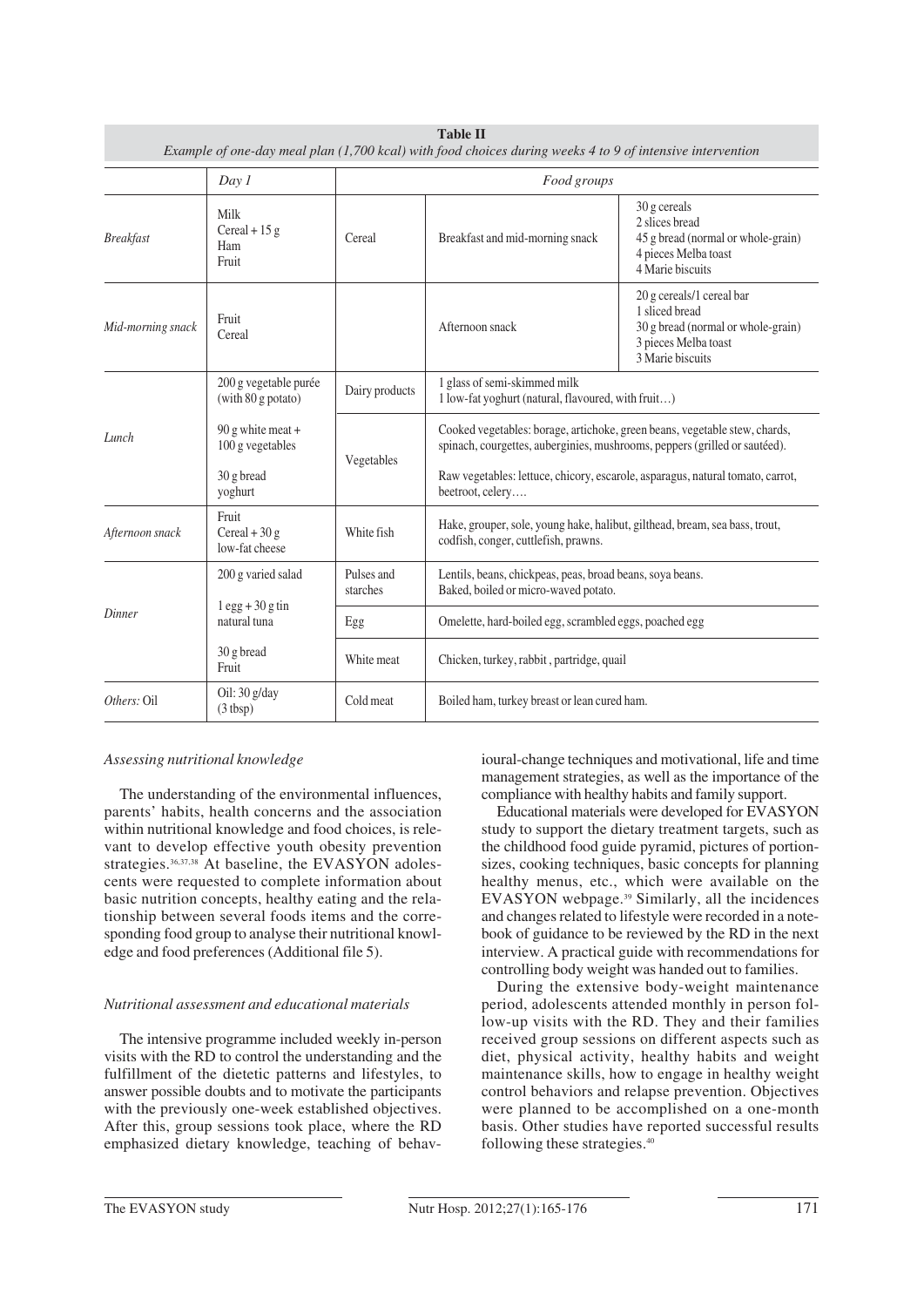**Table II**
*Example of one-day meal plan (1,700 kcal) with food choices during weeks 4 to 9 of intensive intervention*

| | *Day 1* | *Food groups* | | |
|---|---|---|---|---|
| *Breakfast* | Milk<br>Cereal + 15 g<br>Ham<br>Fruit | Cereal | Breakfast and mid-morning snack | 30 g cereals<br>2 slices bread<br>45 g bread (normal or whole-grain)<br>4 pieces Melba toast<br>4 Marie biscuits |
| *Mid-morning snack* | Fruit<br>Cereal | | Afternoon snack | 20 g cereals/1 cereal bar<br>1 sliced bread<br>30 g bread (normal or whole-grain)<br>3 pieces Melba toast<br>3 Marie biscuits |
| *Lunch* | 200 g vegetable purée (with 80 g potato) | Dairy products | 1 glass of semi-skimmed milk<br>1 low-fat yoghurt (natural, flavoured, with fruit…) | |
| | 90 g white meat + 100 g vegetables<br>30 g bread<br>yoghurt | Vegetables | Cooked vegetables: borage, artichoke, green beans, vegetable stew, chards, spinach, courgettes, aubergines, mushrooms, peppers (grilled or sautéed).<br>Raw vegetables: lettuce, chicory, escarole, asparagus, natural tomato, carrot, beetroot, celery…. | |
| *Afternoon snack* | Fruit<br>Cereal + 30 g low-fat cheese | White fish | Hake, grouper, sole, young hake, halibut, gilthead, bream, sea bass, trout, codfish, conger, cuttlefish, prawns. | |
| *Dinner* | 200 g varied salad | Pulses and starches | Lentils, beans, chickpeas, peas, broad beans, soya beans.<br>Baked, boiled or micro-waved potato. | |
| | 1 egg + 30 g tin natural tuna | Egg | Omelette, hard-boiled egg, scrambled eggs, poached egg | |
| | 30 g bread<br>Fruit | White meat | Chicken, turkey, rabbit , partridge, quail | |
| *Others:* Oil | Oil: 30 g/day (3 tbsp) | Cold meat | Boiled ham, turkey breast or lean cured ham. | |

### *Assessing nutritional knowledge*

The understanding of the environmental influences, parents' habits, health concerns and the association within nutritional knowledge and food choices, is relevant to develop effective youth obesity prevention strategies.[36,37,38] At baseline, the EVASYON adolescents were requested to complete information about basic nutrition concepts, healthy eating and the relationship between several foods items and the corresponding food group to analyse their nutritional knowledge and food preferences (Additional file 5).

### *Nutritional assessment and educational materials*

The intensive programme included weekly in-person visits with the RD to control the understanding and the fulfillment of the dietetic patterns and lifestyles, to answer possible doubts and to motivate the participants with the previously one-week established objectives. After this, group sessions took place, where the RD emphasized dietary knowledge, teaching of behavioural-change techniques and motivational, life and time management strategies, as well as the importance of the compliance with healthy habits and family support.

Educational materials were developed for EVASYON study to support the dietary treatment targets, such as the childhood food guide pyramid, pictures of portion-sizes, cooking techniques, basic concepts for planning healthy menus, etc., which were available on the EVASYON webpage.[39] Similarly, all the incidences and changes related to lifestyle were recorded in a notebook of guidance to be reviewed by the RD in the next interview. A practical guide with recommendations for controlling body weight was handed out to families.

During the extensive body-weight maintenance period, adolescents attended monthly in person follow-up visits with the RD. They and their families received group sessions on different aspects such as diet, physical activity, healthy habits and weight maintenance skills, how to engage in healthy weight control behaviors and relapse prevention. Objectives were planned to be accomplished on a one-month basis. Other studies have reported successful results following these strategies.[40]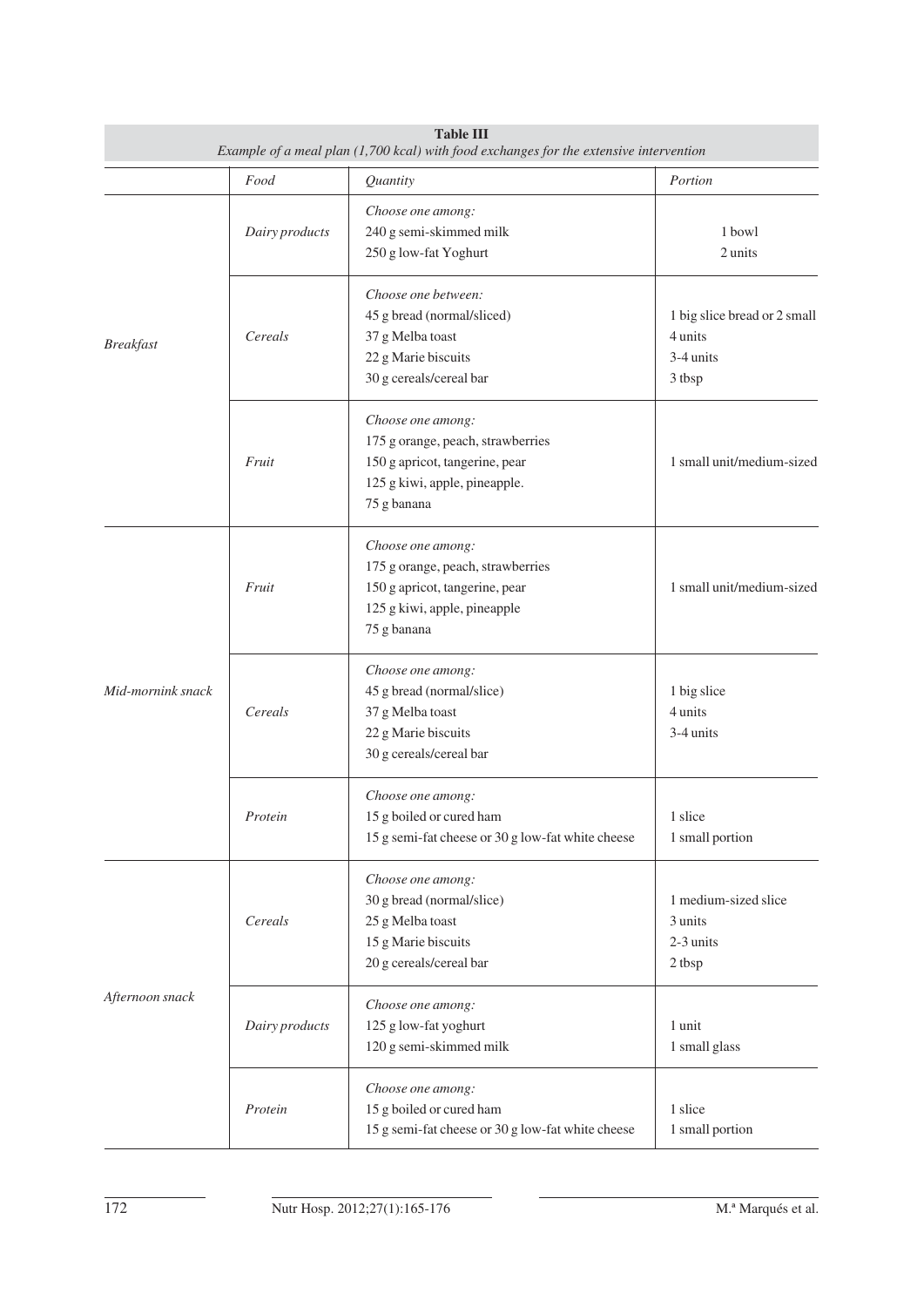**Table III**
*Example of a meal plan (1,700 kcal) with food exchanges for the extensive intervention*

| | *Food* | *Quantity* | *Portion* |
|---|---|---|---|
| *Breakfast* | *Dairy products* | *Choose one among:*<br>240 g semi-skimmed milk<br>250 g low-fat Yoghurt | <br>1 bowl<br>2 units |
| | *Cereals* | *Choose one between:*<br>45 g bread (normal/sliced)<br>37 g Melba toast<br>22 g Marie biscuits<br>30 g cereals/cereal bar | <br>1 big slice bread or 2 small<br>4 units<br>3-4 units<br>3 tbsp |
| | *Fruit* | *Choose one among:*<br>175 g orange, peach, strawberries<br>150 g apricot, tangerine, pear<br>125 g kiwi, apple, pineapple.<br>75 g banana | 1 small unit/medium-sized |
| *Mid-mornink snack* | *Fruit* | *Choose one among:*<br>175 g orange, peach, strawberries<br>150 g apricot, tangerine, pear<br>125 g kiwi, apple, pineapple<br>75 g banana | 1 small unit/medium-sized |
| | *Cereals* | *Choose one among:*<br>45 g bread (normal/slice)<br>37 g Melba toast<br>22 g Marie biscuits<br>30 g cereals/cereal bar | <br>1 big slice<br>4 units<br>3-4 units |
| | *Protein* | *Choose one among:*<br>15 g boiled or cured ham<br>15 g semi-fat cheese or 30 g low-fat white cheese | <br>1 slice<br>1 small portion |
| *Afternoon snack* | *Cereals* | *Choose one among:*<br>30 g bread (normal/slice)<br>25 g Melba toast<br>15 g Marie biscuits<br>20 g cereals/cereal bar | <br>1 medium-sized slice<br>3 units<br>2-3 units<br>2 tbsp |
| | *Dairy products* | *Choose one among:*<br>125 g low-fat yoghurt<br>120 g semi-skimmed milk | <br>1 unit<br>1 small glass |
| | *Protein* | *Choose one among:*<br>15 g boiled or cured ham<br>15 g semi-fat cheese or 30 g low-fat white cheese | <br>1 slice<br>1 small portion |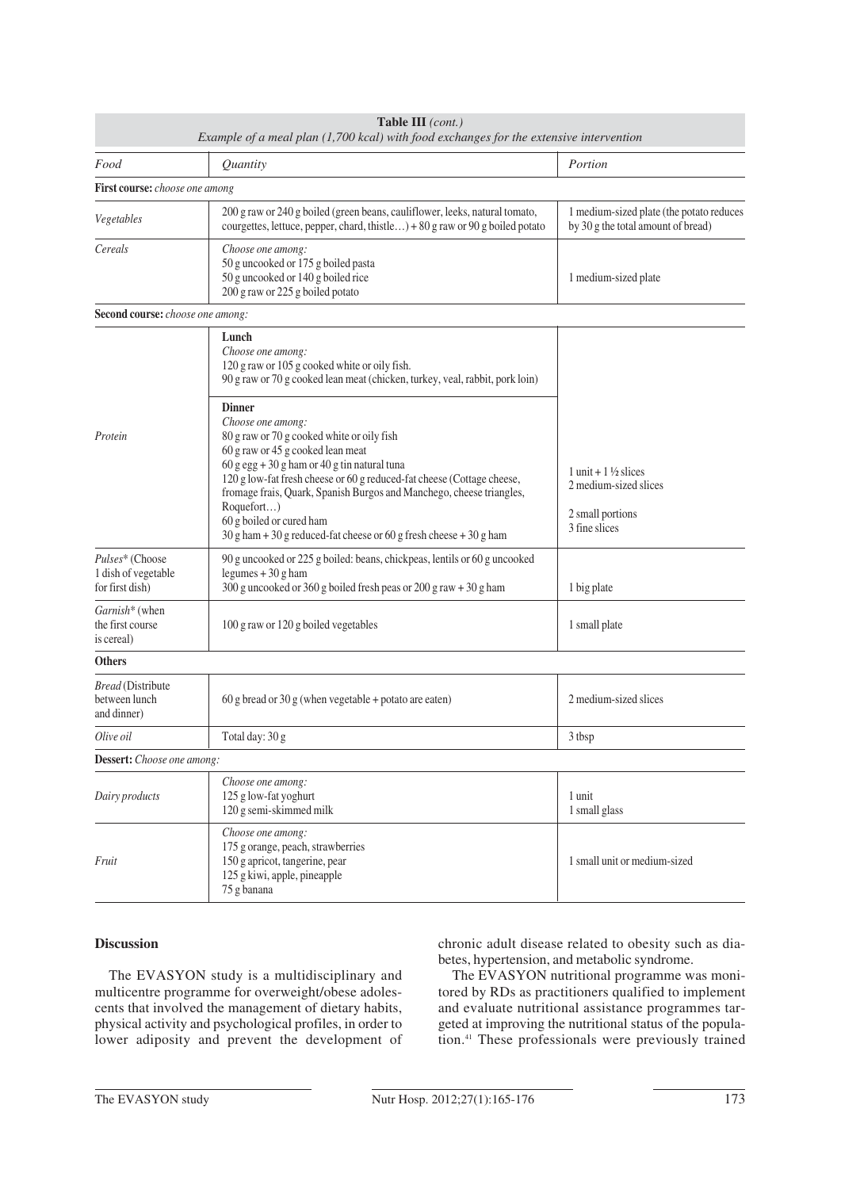**Table III** *(cont.)*
*Example of a meal plan (1,700 kcal) with food exchanges for the extensive intervention*

| *Food* | *Quantity* | *Portion* |
|---|---|---|
| **First course:** *choose one among* | | |
| *Vegetables* | 200 g raw or 240 g boiled (green beans, cauliflower, leeks, natural tomato, courgettes, lettuce, pepper, chard, thistle…) + 80 g raw or 90 g boiled potato | 1 medium-sized plate (the potato reduces by 30 g the total amount of bread) |
| *Cereals* | *Choose one among:*<br>50 g uncooked or 175 g boiled pasta<br>50 g uncooked or 140 g boiled rice<br>200 g raw or 225 g boiled potato | 1 medium-sized plate |
| **Second course:** *choose one among:* | | |
| *Protein* | **Lunch**<br>*Choose one among:*<br>120 g raw or 105 g cooked white or oily fish.<br>90 g raw or 70 g cooked lean meat (chicken, turkey, veal, rabbit, pork loin)<br><br>**Dinner**<br>*Choose one among:*<br>80 g raw or 70 g cooked white or oily fish<br>60 g raw or 45 g cooked lean meat<br>60 g egg + 30 g ham or 40 g tin natural tuna<br>120 g low-fat fresh cheese or 60 g reduced-fat cheese (Cottage cheese, fromage frais, Quark, Spanish Burgos and Manchego, cheese triangles, Roquefort…)<br>60 g boiled or cured ham<br>30 g ham + 30 g reduced-fat cheese or 60 g fresh cheese + 30 g ham | 1 unit + 1 ½ slices<br>2 medium-sized slices<br><br>2 small portions<br>3 fine slices |
| *Pulses\** (Choose 1 dish of vegetable for first dish) | 90 g uncooked or 225 g boiled: beans, chickpeas, lentils or 60 g uncooked legumes + 30 g ham<br>300 g uncooked or 360 g boiled fresh peas or 200 g raw + 30 g ham | 1 big plate |
| *Garnish\** (when the first course is cereal) | 100 g raw or 120 g boiled vegetables | 1 small plate |
| **Others** | | |
| *Bread* (Distribute between lunch and dinner) | 60 g bread or 30 g (when vegetable + potato are eaten) | 2 medium-sized slices |
| *Olive oil* | Total day: 30 g | 3 tbsp |
| **Dessert:** *Choose one among:* | | |
| *Dairy products* | *Choose one among:*<br>125 g low-fat yoghurt<br>120 g semi-skimmed milk | 1 unit<br>1 small glass |
| *Fruit* | *Choose one among:*<br>175 g orange, peach, strawberries<br>150 g apricot, tangerine, pear<br>125 g kiwi, apple, pineapple<br>75 g banana | 1 small unit or medium-sized |

## Discussion

The EVASYON study is a multidisciplinary and multicentre programme for overweight/obese adolescents that involved the management of dietary habits, physical activity and psychological profiles, in order to lower adiposity and prevent the development of chronic adult disease related to obesity such as diabetes, hypertension, and metabolic syndrome.

The EVASYON nutritional programme was monitored by RDs as practitioners qualified to implement and evaluate nutritional assistance programmes targeted at improving the nutritional status of the population.[41] These professionals were previously trained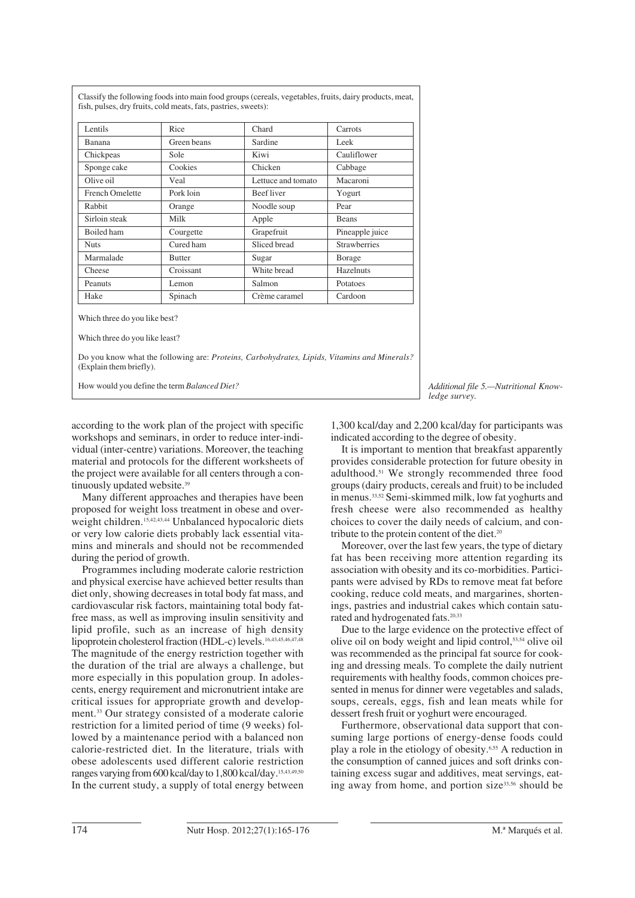Classify the following foods into main food groups (cereals, vegetables, fruits, dairy products, meat, fish, pulses, dry fruits, cold meats, fats, pastries, sweets):

| | | | |
|---|---|---|---|
| Lentils | Rice | Chard | Carrots |
| Banana | Green beans | Sardine | Leek |
| Chickpeas | Sole | Kiwi | Cauliflower |
| Sponge cake | Cookies | Chicken | Cabbage |
| Olive oil | Veal | Lettuce and tomato | Macaroni |
| French Omelette | Pork loin | Beef liver | Yogurt |
| Rabbit | Orange | Noodle soup | Pear |
| Sirloin steak | Milk | Apple | Beans |
| Boiled ham | Courgette | Grapefruit | Pineapple juice |
| Nuts | Cured ham | Sliced bread | Strawberries |
| Marmalade | Butter | Sugar | Borage |
| Cheese | Croissant | White bread | Hazelnuts |
| Peanuts | Lemon | Salmon | Potatoes |
| Hake | Spinach | Crème caramel | Cardoon |

Which three do you like best?

Which three do you like least?

Do you know what the following are: *Proteins, Carbohydrates, Lipids, Vitamins and Minerals?* (Explain them briefly).

How would you define the term *Balanced Diet?*

*Additional file 5.—Nutritional Knowledge survey.*

according to the work plan of the project with specific workshops and seminars, in order to reduce inter-individual (inter-centre) variations. Moreover, the teaching material and protocols for the different worksheets of the project were available for all centers through a continuously updated website.[39]

Many different approaches and therapies have been proposed for weight loss treatment in obese and overweight children.[15,42,43,44] Unbalanced hypocaloric diets or very low calorie diets probably lack essential vitamins and minerals and should not be recommended during the period of growth.

Programmes including moderate calorie restriction and physical exercise have achieved better results than diet only, showing decreases in total body fat mass, and cardiovascular risk factors, maintaining total body fat-free mass, as well as improving insulin sensitivity and lipid profile, such as an increase of high density lipoprotein cholesterol fraction (HDL-c) levels.[16,43,45,46,47,48] The magnitude of the energy restriction together with the duration of the trial are always a challenge, but more especially in this population group. In adolescents, energy requirement and micronutrient intake are critical issues for appropriate growth and development.[33] Our strategy consisted of a moderate calorie restriction for a limited period of time (9 weeks) followed by a maintenance period with a balanced non calorie-restricted diet. In the literature, trials with obese adolescents used different calorie restriction ranges varying from 600 kcal/day to 1,800 kcal/day.[15,43,49,50] In the current study, a supply of total energy between 1,300 kcal/day and 2,200 kcal/day for participants was indicated according to the degree of obesity.

It is important to mention that breakfast apparently provides considerable protection for future obesity in adulthood.[51] We strongly recommended three food groups (dairy products, cereals and fruit) to be included in menus.[33,52] Semi-skimmed milk, low fat yoghurts and fresh cheese were also recommended as healthy choices to cover the daily needs of calcium, and contribute to the protein content of the diet.[20]

Moreover, over the last few years, the type of dietary fat has been receiving more attention regarding its association with obesity and its co-morbidities. Participants were advised by RDs to remove meat fat before cooking, reduce cold meats, and margarines, shortenings, pastries and industrial cakes which contain saturated and hydrogenated fats.[20,33]

Due to the large evidence on the protective effect of olive oil on body weight and lipid control,[53,54] olive oil was recommended as the principal fat source for cooking and dressing meals. To complete the daily nutrient requirements with healthy foods, common choices presented in menus for dinner were vegetables and salads, soups, cereals, eggs, fish and lean meats while for dessert fresh fruit or yoghurt were encouraged.

Furthermore, observational data support that consuming large portions of energy-dense foods could play a role in the etiology of obesity.[6,55] A reduction in the consumption of canned juices and soft drinks containing excess sugar and additives, meat servings, eating away from home, and portion size[33,56] should be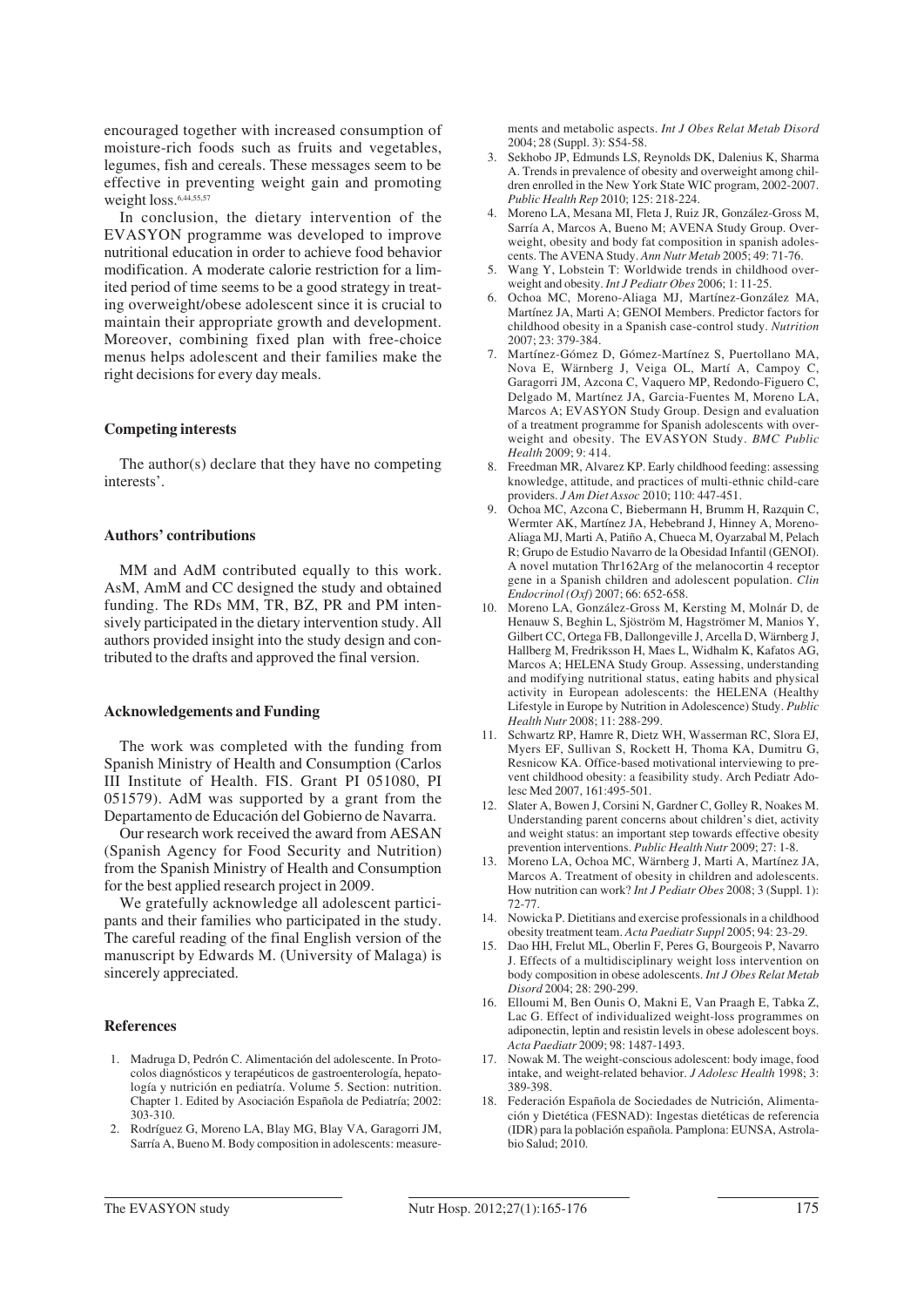encouraged together with increased consumption of moisture-rich foods such as fruits and vegetables, legumes, fish and cereals. These messages seem to be effective in preventing weight gain and promoting weight loss.[6,44,55,57]

In conclusion, the dietary intervention of the EVASYON programme was developed to improve nutritional education in order to achieve food behavior modification. A moderate calorie restriction for a limited period of time seems to be a good strategy in treating overweight/obese adolescent since it is crucial to maintain their appropriate growth and development. Moreover, combining fixed plan with free-choice menus helps adolescent and their families make the right decisions for every day meals.

## Competing interests

The author(s) declare that they have no competing interests'.

## Authors' contributions

MM and AdM contributed equally to this work. AsM, AmM and CC designed the study and obtained funding. The RDs MM, TR, BZ, PR and PM intensively participated in the dietary intervention study. All authors provided insight into the study design and contributed to the drafts and approved the final version.

## Acknowledgements and Funding

The work was completed with the funding from Spanish Ministry of Health and Consumption (Carlos III Institute of Health. FIS. Grant PI 051080, PI 051579). AdM was supported by a grant from the Departamento de Educación del Gobierno de Navarra.

Our research work received the award from AESAN (Spanish Agency for Food Security and Nutrition) from the Spanish Ministry of Health and Consumption for the best applied research project in 2009.

We gratefully acknowledge all adolescent participants and their families who participated in the study. The careful reading of the final English version of the manuscript by Edwards M. (University of Malaga) is sincerely appreciated.

## References

1. Madruga D, Pedrón C. Alimentación del adolescente. In Protocolos diagnósticos y terapéuticos de gastroenterología, hepatología y nutrición en pediatría. Volume 5. Section: nutrition. Chapter 1. Edited by Asociación Española de Pediatría; 2002: 303-310.
2. Rodríguez G, Moreno LA, Blay MG, Blay VA, Garagorri JM, Sarría A, Bueno M. Body composition in adolescents: measurements and metabolic aspects. *Int J Obes Relat Metab Disord* 2004; 28 (Suppl. 3): S54-58.
3. Sekhobo JP, Edmunds LS, Reynolds DK, Dalenius K, Sharma A. Trends in prevalence of obesity and overweight among children enrolled in the New York State WIC program, 2002-2007. *Public Health Rep* 2010; 125: 218-224.
4. Moreno LA, Mesana MI, Fleta J, Ruiz JR, González-Gross M, Sarría A, Marcos A, Bueno M; AVENA Study Group. Overweight, obesity and body fat composition in spanish adolescents. The AVENA Study. *Ann Nutr Metab* 2005; 49: 71-76.
5. Wang Y, Lobstein T: Worldwide trends in childhood overweight and obesity. *Int J Pediatr Obes* 2006; 1: 11-25.
6. Ochoa MC, Moreno-Aliaga MJ, Martínez-González MA, Martínez JA, Marti A; GENOI Members. Predictor factors for childhood obesity in a Spanish case-control study. *Nutrition* 2007; 23: 379-384.
7. Martínez-Gómez D, Gómez-Martínez S, Puertollano MA, Nova E, Wärnberg J, Veiga OL, Martí A, Campoy C, Garagorri JM, Azcona C, Vaquero MP, Redondo-Figuero C, Delgado M, Martínez JA, Garcia-Fuentes M, Moreno LA, Marcos A; EVASYON Study Group. Design and evaluation of a treatment programme for Spanish adolescents with overweight and obesity. The EVASYON Study. *BMC Public Health* 2009; 9: 414.
8. Freedman MR, Alvarez KP. Early childhood feeding: assessing knowledge, attitude, and practices of multi-ethnic child-care providers. *J Am Diet Assoc* 2010; 110: 447-451.
9. Ochoa MC, Azcona C, Biebermann H, Brumm H, Razquin C, Wermter AK, Martínez JA, Hebebrand J, Hinney A, Moreno-Aliaga MJ, Marti A, Patiño A, Chueca M, Oyarzabal M, Pelach R; Grupo de Estudio Navarro de la Obesidad Infantil (GENOI). A novel mutation Thr162Arg of the melanocortin 4 receptor gene in a Spanish children and adolescent population. *Clin Endocrinol (Oxf)* 2007; 66: 652-658.
10. Moreno LA, González-Gross M, Kersting M, Molnár D, de Henauw S, Beghin L, Sjöström M, Hagströmer M, Manios Y, Gilbert CC, Ortega FB, Dallongeville J, Arcella D, Wärnberg J, Hallberg M, Fredriksson H, Maes L, Widhalm K, Kafatos AG, Marcos A; HELENA Study Group. Assessing, understanding and modifying nutritional status, eating habits and physical activity in European adolescents: the HELENA (Healthy Lifestyle in Europe by Nutrition in Adolescence) Study. *Public Health Nutr* 2008; 11: 288-299.
11. Schwartz RP, Hamre R, Dietz WH, Wasserman RC, Slora EJ, Myers EF, Sullivan S, Rockett H, Thoma KA, Dumitru G, Resnicow KA. Office-based motivational interviewing to prevent childhood obesity: a feasibility study. Arch Pediatr Adolesc Med 2007, 161:495-501.
12. Slater A, Bowen J, Corsini N, Gardner C, Golley R, Noakes M. Understanding parent concerns about children's diet, activity and weight status: an important step towards effective obesity prevention interventions. *Public Health Nutr* 2009; 27: 1-8.
13. Moreno LA, Ochoa MC, Wärnberg J, Marti A, Martínez JA, Marcos A. Treatment of obesity in children and adolescents. How nutrition can work? *Int J Pediatr Obes* 2008; 3 (Suppl. 1): 72-77.
14. Nowicka P. Dietitians and exercise professionals in a childhood obesity treatment team. *Acta Paediatr Suppl* 2005; 94: 23-29.
15. Dao HH, Frelut ML, Oberlin F, Peres G, Bourgeois P, Navarro J. Effects of a multidisciplinary weight loss intervention on body composition in obese adolescents. *Int J Obes Relat Metab Disord* 2004; 28: 290-299.
16. Elloumi M, Ben Ounis O, Makni E, Van Praagh E, Tabka Z, Lac G. Effect of individualized weight-loss programmes on adiponectin, leptin and resistin levels in obese adolescent boys. *Acta Paediatr* 2009; 98: 1487-1493.
17. Nowak M. The weight-conscious adolescent: body image, food intake, and weight-related behavior. *J Adolesc Health* 1998; 3: 389-398.
18. Federación Española de Sociedades de Nutrición, Alimentación y Dietética (FESNAD): Ingestas dietéticas de referencia (IDR) para la población española. Pamplona: EUNSA, Astrolabio Salud; 2010.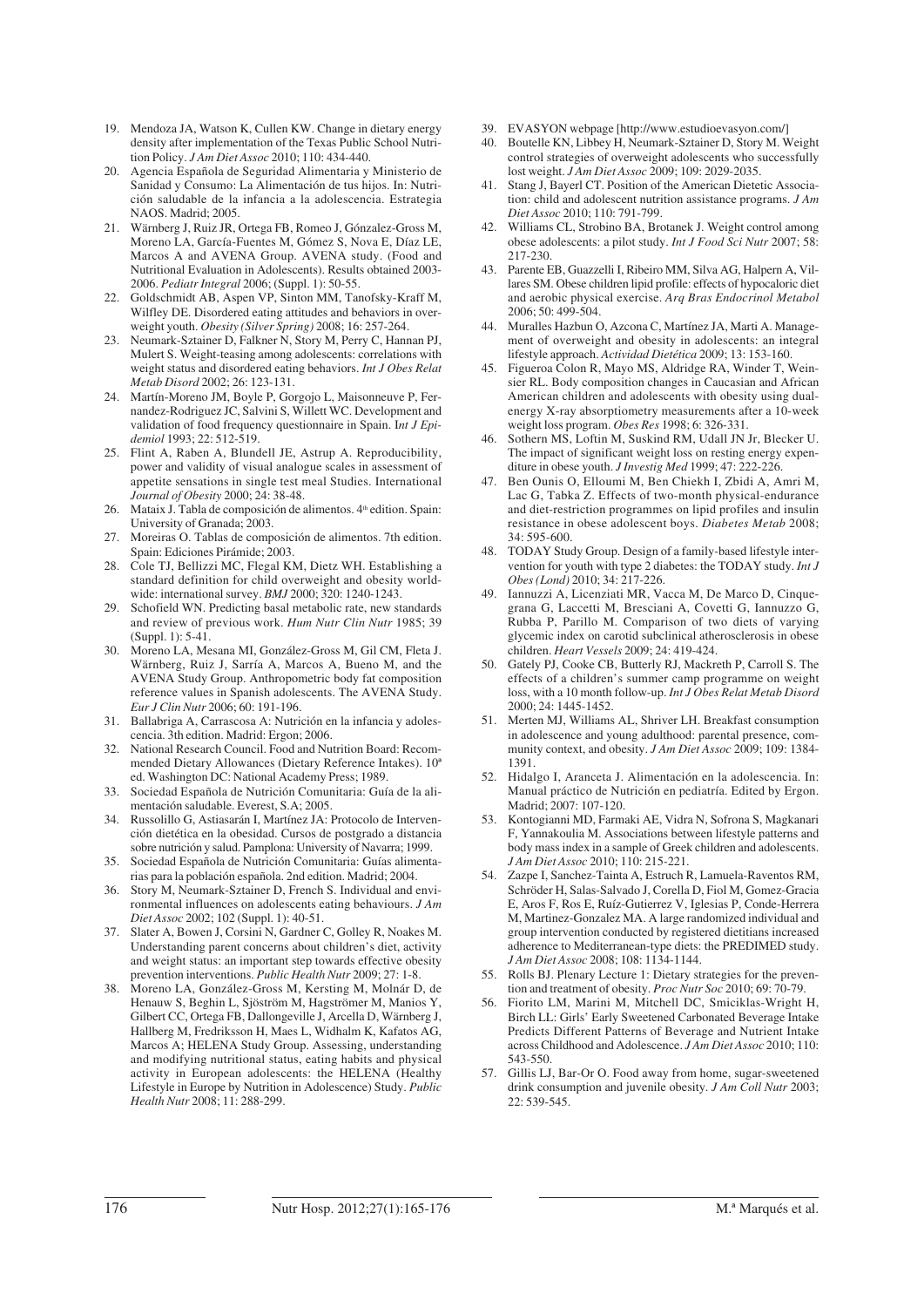19. Mendoza JA, Watson K, Cullen KW. Change in dietary energy density after implementation of the Texas Public School Nutrition Policy. *J Am Diet Assoc* 2010; 110: 434-440.
20. Agencia Española de Seguridad Alimentaria y Ministerio de Sanidad y Consumo: La Alimentación de tus hijos. In: Nutrición saludable de la infancia a la adolescencia. Estrategia NAOS. Madrid; 2005.
21. Wärnberg J, Ruiz JR, Ortega FB, Romeo J, Gónzalez-Gross M, Moreno LA, García-Fuentes M, Gómez S, Nova E, Díaz LE, Marcos A and AVENA Group. AVENA study. (Food and Nutritional Evaluation in Adolescents). Results obtained 2003-2006. *Pediatr Integral* 2006; (Suppl. 1): 50-55.
22. Goldschmidt AB, Aspen VP, Sinton MM, Tanofsky-Kraff M, Wilfley DE. Disordered eating attitudes and behaviors in overweight youth. *Obesity (Silver Spring)* 2008; 16: 257-264.
23. Neumark-Sztainer D, Falkner N, Story M, Perry C, Hannan PJ, Mulert S. Weight-teasing among adolescents: correlations with weight status and disordered eating behaviors. *Int J Obes Relat Metab Disord* 2002; 26: 123-131.
24. Martín-Moreno JM, Boyle P, Gorgojo L, Maisonneuve P, Fernandez-Rodriguez JC, Salvini S, Willett WC. Development and validation of food frequency questionnaire in Spain. I*nt J Epidemiol* 1993; 22: 512-519.
25. Flint A, Raben A, Blundell JE, Astrup A. Reproducibility, power and validity of visual analogue scales in assessment of appetite sensations in single test meal Studies. International *Journal of Obesity* 2000; 24: 38-48.
26. Mataix J. Tabla de composición de alimentos. 4th edition. Spain: University of Granada; 2003.
27. Moreiras O. Tablas de composición de alimentos. 7th edition. Spain: Ediciones Pirámide; 2003.
28. Cole TJ, Bellizzi MC, Flegal KM, Dietz WH. Establishing a standard definition for child overweight and obesity worldwide: international survey. *BMJ* 2000; 320: 1240-1243.
29. Schofield WN. Predicting basal metabolic rate, new standards and review of previous work. *Hum Nutr Clin Nutr* 1985; 39 (Suppl. 1): 5-41.
30. Moreno LA, Mesana MI, González-Gross M, Gil CM, Fleta J. Wärnberg, Ruiz J, Sarría A, Marcos A, Bueno M, and the AVENA Study Group. Anthropometric body fat composition reference values in Spanish adolescents. The AVENA Study. *Eur J Clin Nutr* 2006; 60: 191-196.
31. Ballabriga A, Carrascosa A: Nutrición en la infancia y adolescencia. 3th edition. Madrid: Ergon; 2006.
32. National Research Council. Food and Nutrition Board: Recommended Dietary Allowances (Dietary Reference Intakes). 10ª ed. Washington DC: National Academy Press; 1989.
33. Sociedad Española de Nutrición Comunitaria: Guía de la alimentación saludable. Everest, S.A; 2005.
34. Russolillo G, Astiasarán I, Martínez JA: Protocolo de Intervención dietética en la obesidad. Cursos de postgrado a distancia sobre nutrición y salud. Pamplona: University of Navarra; 1999.
35. Sociedad Española de Nutrición Comunitaria: Guías alimentarias para la población española. 2nd edition. Madrid; 2004.
36. Story M, Neumark-Sztainer D, French S. Individual and environmental influences on adolescents eating behaviours. *J Am Diet Assoc* 2002; 102 (Suppl. 1): 40-51.
37. Slater A, Bowen J, Corsini N, Gardner C, Golley R, Noakes M. Understanding parent concerns about children's diet, activity and weight status: an important step towards effective obesity prevention interventions. *Public Health Nutr* 2009; 27: 1-8.
38. Moreno LA, González-Gross M, Kersting M, Molnár D, de Henauw S, Beghin L, Sjöström M, Hagströmer M, Manios Y, Gilbert CC, Ortega FB, Dallongeville J, Arcella D, Wärnberg J, Hallberg M, Fredriksson H, Maes L, Widhalm K, Kafatos AG, Marcos A; HELENA Study Group. Assessing, understanding and modifying nutritional status, eating habits and physical activity in European adolescents: the HELENA (Healthy Lifestyle in Europe by Nutrition in Adolescence) Study. *Public Health Nutr* 2008; 11: 288-299.
39. EVASYON webpage [http://www.estudioevasyon.com/]
40. Boutelle KN, Libbey H, Neumark-Sztainer D, Story M. Weight control strategies of overweight adolescents who successfully lost weight. *J Am Diet Assoc* 2009; 109: 2029-2035.
41. Stang J, Bayerl CT. Position of the American Dietetic Association: child and adolescent nutrition assistance programs. *J Am Diet Assoc* 2010; 110: 791-799.
42. Williams CL, Strobino BA, Brotanek J. Weight control among obese adolescents: a pilot study. *Int J Food Sci Nutr* 2007; 58: 217-230.
43. Parente EB, Guazzelli I, Ribeiro MM, Silva AG, Halpern A, Villares SM. Obese children lipid profile: effects of hypocaloric diet and aerobic physical exercise. *Arq Bras Endocrinol Metabol* 2006; 50: 499-504.
44. Muralles Hazbun O, Azcona C, Martínez JA, Marti A. Management of overweight and obesity in adolescents: an integral lifestyle approach. *Actividad Dietética* 2009; 13: 153-160.
45. Figueroa Colon R, Mayo MS, Aldridge RA, Winder T, Weinsier RL. Body composition changes in Caucasian and African American children and adolescents with obesity using dual-energy X-ray absorptiometry measurements after a 10-week weight loss program. *Obes Res* 1998; 6: 326-331.
46. Sothern MS, Loftin M, Suskind RM, Udall JN Jr, Blecker U. The impact of significant weight loss on resting energy expenditure in obese youth. *J Investig Med* 1999; 47: 222-226.
47. Ben Ounis O, Elloumi M, Ben Chiekh I, Zbidi A, Amri M, Lac G, Tabka Z. Effects of two-month physical-endurance and diet-restriction programmes on lipid profiles and insulin resistance in obese adolescent boys. *Diabetes Metab* 2008; 34: 595-600.
48. TODAY Study Group. Design of a family-based lifestyle intervention for youth with type 2 diabetes: the TODAY study. *Int J Obes (Lond)* 2010; 34: 217-226.
49. Iannuzzi A, Licenziati MR, Vacca M, De Marco D, Cinquegrana G, Laccetti M, Bresciani A, Covetti G, Iannuzzo G, Rubba P, Parillo M. Comparison of two diets of varying glycemic index on carotid subclinical atherosclerosis in obese children. *Heart Vessels* 2009; 24: 419-424.
50. Gately PJ, Cooke CB, Butterly RJ, Mackreth P, Carroll S. The effects of a children's summer camp programme on weight loss, with a 10 month follow-up. *Int J Obes Relat Metab Disord* 2000; 24: 1445-1452.
51. Merten MJ, Williams AL, Shriver LH. Breakfast consumption in adolescence and young adulthood: parental presence, community context, and obesity. *J Am Diet Assoc* 2009; 109: 1384-1391.
52. Hidalgo I, Aranceta J. Alimentación en la adolescencia. In: Manual práctico de Nutrición en pediatría. Edited by Ergon. Madrid; 2007: 107-120.
53. Kontogianni MD, Farmaki AE, Vidra N, Sofrona S, Magkanari F, Yannakoulia M. Associations between lifestyle patterns and body mass index in a sample of Greek children and adolescents. *J Am Diet Assoc* 2010; 110: 215-221.
54. Zazpe I, Sanchez-Tainta A, Estruch R, Lamuela-Raventos RM, Schröder H, Salas-Salvado J, Corella D, Fiol M, Gomez-Gracia E, Aros F, Ros E, Ruíz-Gutierrez V, Iglesias P, Conde-Herrera M, Martinez-Gonzalez MA. A large randomized individual and group intervention conducted by registered dietitians increased adherence to Mediterranean-type diets: the PREDIMED study. *J Am Diet Assoc* 2008; 108: 1134-1144.
55. Rolls BJ. Plenary Lecture 1: Dietary strategies for the prevention and treatment of obesity. *Proc Nutr Soc* 2010; 69: 70-79.
56. Fiorito LM, Marini M, Mitchell DC, Smiciklas-Wright H, Birch LL: Girls' Early Sweetened Carbonated Beverage Intake Predicts Different Patterns of Beverage and Nutrient Intake across Childhood and Adolescence. *J Am Diet Assoc* 2010; 110: 543-550.
57. Gillis LJ, Bar-Or O. Food away from home, sugar-sweetened drink consumption and juvenile obesity. *J Am Coll Nutr* 2003; 22: 539-545.